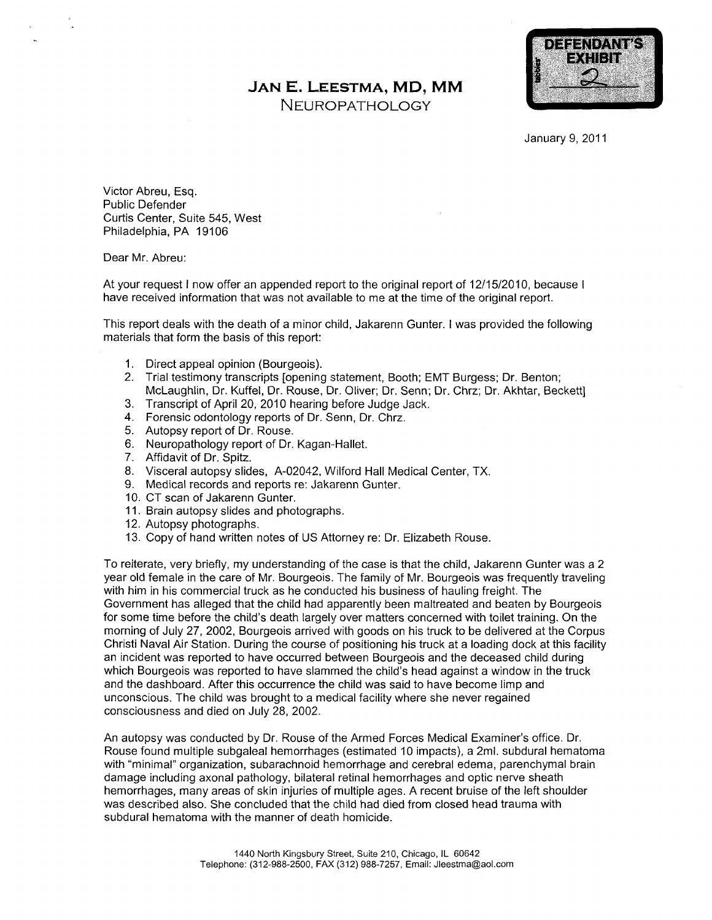# JAN E. LEESTMA, MD, MM

## NEUROPATHOLOGY

DEFENDANT'S EXHIBIT 2

January 9, 2011

Victor Abreu, Esq.
Public Defender
Curtis Center, Suite 545, West
Philadelphia, PA 19106

Dear Mr. Abreu:

At your request I now offer an appended report to the original report of 12/15/2010, because I have received information that was not available to me at the time of the original report.

This report deals with the death of a minor child, Jakarenn Gunter. I was provided the following materials that form the basis of this report:

1. Direct appeal opinion (Bourgeois).
2. Trial testimony transcripts [opening statement, Booth; EMT Burgess; Dr. Benton; McLaughlin, Dr. Kuffel, Dr. Rouse, Dr. Oliver; Dr. Senn; Dr. Chrz; Dr. Akhtar, Beckett]
3. Transcript of April 20, 2010 hearing before Judge Jack.
4. Forensic odontology reports of Dr. Senn, Dr. Chrz.
5. Autopsy report of Dr. Rouse.
6. Neuropathology report of Dr. Kagan-Hallet.
7. Affidavit of Dr. Spitz.
8. Visceral autopsy slides, A-02042, Wilford Hall Medical Center, TX.
9. Medical records and reports re: Jakarenn Gunter.
10. CT scan of Jakarenn Gunter.
11. Brain autopsy slides and photographs.
12. Autopsy photographs.
13. Copy of hand written notes of US Attorney re: Dr. Elizabeth Rouse.

To reiterate, very briefly, my understanding of the case is that the child, Jakarenn Gunter was a 2 year old female in the care of Mr. Bourgeois. The family of Mr. Bourgeois was frequently traveling with him in his commercial truck as he conducted his business of hauling freight. The Government has alleged that the child had apparently been maltreated and beaten by Bourgeois for some time before the child's death largely over matters concerned with toilet training. On the morning of July 27, 2002, Bourgeois arrived with goods on his truck to be delivered at the Corpus Christi Naval Air Station. During the course of positioning his truck at a loading dock at this facility an incident was reported to have occurred between Bourgeois and the deceased child during which Bourgeois was reported to have slammed the child's head against a window in the truck and the dashboard. After this occurrence the child was said to have become limp and unconscious. The child was brought to a medical facility where she never regained consciousness and died on July 28, 2002.

An autopsy was conducted by Dr. Rouse of the Armed Forces Medical Examiner's office. Dr. Rouse found multiple subgaleal hemorrhages (estimated 10 impacts), a 2ml. subdural hematoma with "minimal" organization, subarachnoid hemorrhage and cerebral edema, parenchymal brain damage including axonal pathology, bilateral retinal hemorrhages and optic nerve sheath hemorrhages, many areas of skin injuries of multiple ages. A recent bruise of the left shoulder was described also. She concluded that the child had died from closed head trauma with subdural hematoma with the manner of death homicide.

1440 North Kingsbury Street, Suite 210, Chicago, IL 60642
Telephone: (312-988-2500, FAX (312) 988-7257, Email: Jleestma@aol.com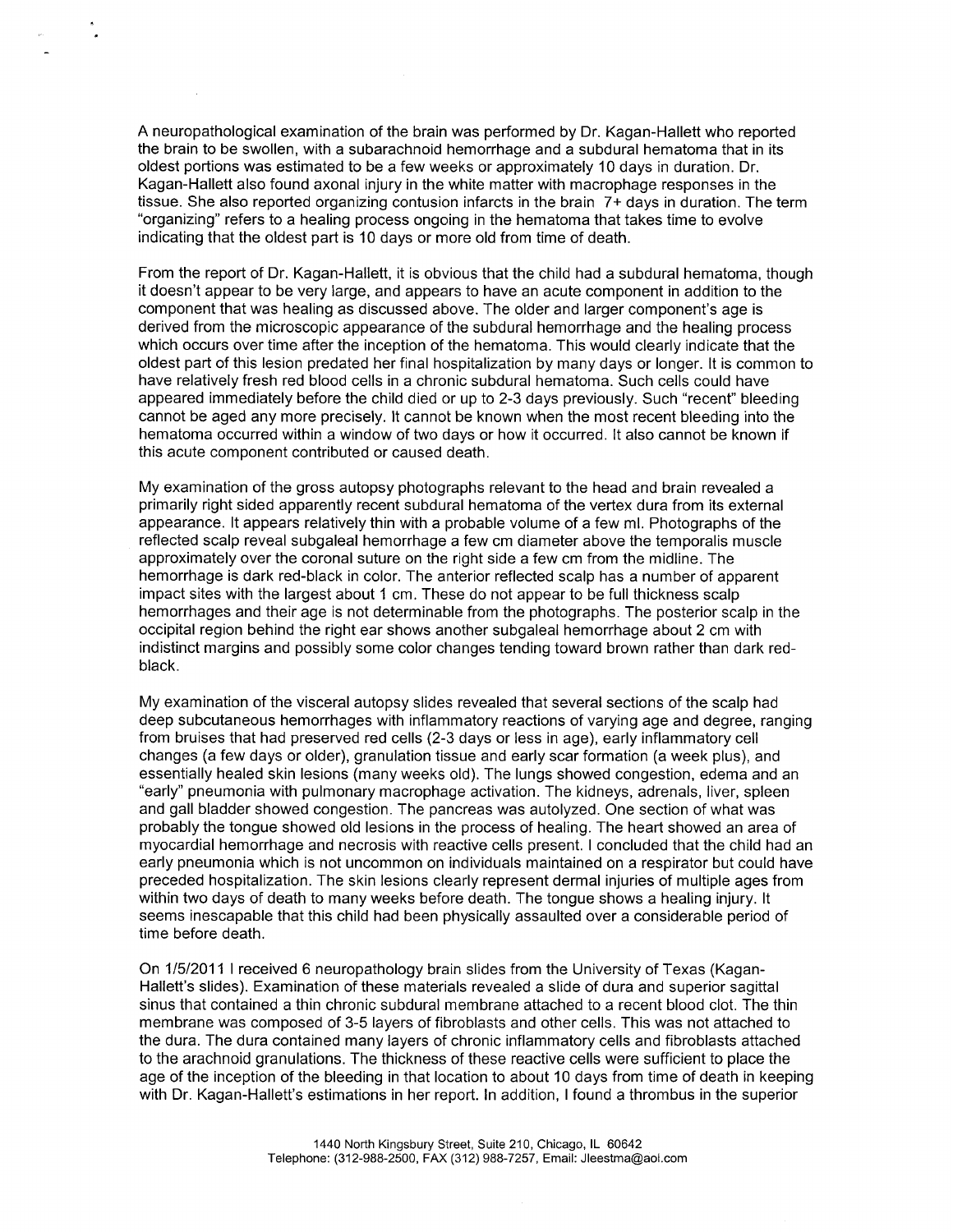A neuropathological examination of the brain was performed by Dr. Kagan-Hallett who reported the brain to be swollen, with a subarachnoid hemorrhage and a subdural hematoma that in its oldest portions was estimated to be a few weeks or approximately 10 days in duration. Dr. Kagan-Hallett also found axonal injury in the white matter with macrophage responses in the tissue. She also reported organizing contusion infarcts in the brain 7+ days in duration. The term "organizing" refers to a healing process ongoing in the hematoma that takes time to evolve indicating that the oldest part is 10 days or more old from time of death.

From the report of Dr. Kagan-Hallett, it is obvious that the child had a subdural hematoma, though it doesn't appear to be very large, and appears to have an acute component in addition to the component that was healing as discussed above. The older and larger component's age is derived from the microscopic appearance of the subdural hemorrhage and the healing process which occurs over time after the inception of the hematoma. This would clearly indicate that the oldest part of this lesion predated her final hospitalization by many days or longer. It is common to have relatively fresh red blood cells in a chronic subdural hematoma. Such cells could have appeared immediately before the child died or up to 2-3 days previously. Such "recent" bleeding cannot be aged any more precisely. It cannot be known when the most recent bleeding into the hematoma occurred within a window of two days or how it occurred. It also cannot be known if this acute component contributed or caused death.

My examination of the gross autopsy photographs relevant to the head and brain revealed a primarily right sided apparently recent subdural hematoma of the vertex dura from its external appearance. It appears relatively thin with a probable volume of a few ml. Photographs of the reflected scalp reveal subgaleal hemorrhage a few cm diameter above the temporalis muscle approximately over the coronal suture on the right side a few cm from the midline. The hemorrhage is dark red-black in color. The anterior reflected scalp has a number of apparent impact sites with the largest about 1 cm. These do not appear to be full thickness scalp hemorrhages and their age is not determinable from the photographs. The posterior scalp in the occipital region behind the right ear shows another subgaleal hemorrhage about 2 cm with indistinct margins and possibly some color changes tending toward brown rather than dark red-black.

My examination of the visceral autopsy slides revealed that several sections of the scalp had deep subcutaneous hemorrhages with inflammatory reactions of varying age and degree, ranging from bruises that had preserved red cells (2-3 days or less in age), early inflammatory cell changes (a few days or older), granulation tissue and early scar formation (a week plus), and essentially healed skin lesions (many weeks old). The lungs showed congestion, edema and an "early" pneumonia with pulmonary macrophage activation. The kidneys, adrenals, liver, spleen and gall bladder showed congestion. The pancreas was autolyzed. One section of what was probably the tongue showed old lesions in the process of healing. The heart showed an area of myocardial hemorrhage and necrosis with reactive cells present. I concluded that the child had an early pneumonia which is not uncommon on individuals maintained on a respirator but could have preceded hospitalization. The skin lesions clearly represent dermal injuries of multiple ages from within two days of death to many weeks before death. The tongue shows a healing injury. It seems inescapable that this child had been physically assaulted over a considerable period of time before death.

On 1/5/2011 I received 6 neuropathology brain slides from the University of Texas (Kagan-Hallett's slides). Examination of these materials revealed a slide of dura and superior sagittal sinus that contained a thin chronic subdural membrane attached to a recent blood clot. The thin membrane was composed of 3-5 layers of fibroblasts and other cells. This was not attached to the dura. The dura contained many layers of chronic inflammatory cells and fibroblasts attached to the arachnoid granulations. The thickness of these reactive cells were sufficient to place the age of the inception of the bleeding in that location to about 10 days from time of death in keeping with Dr. Kagan-Hallett's estimations in her report. In addition, I found a thrombus in the superior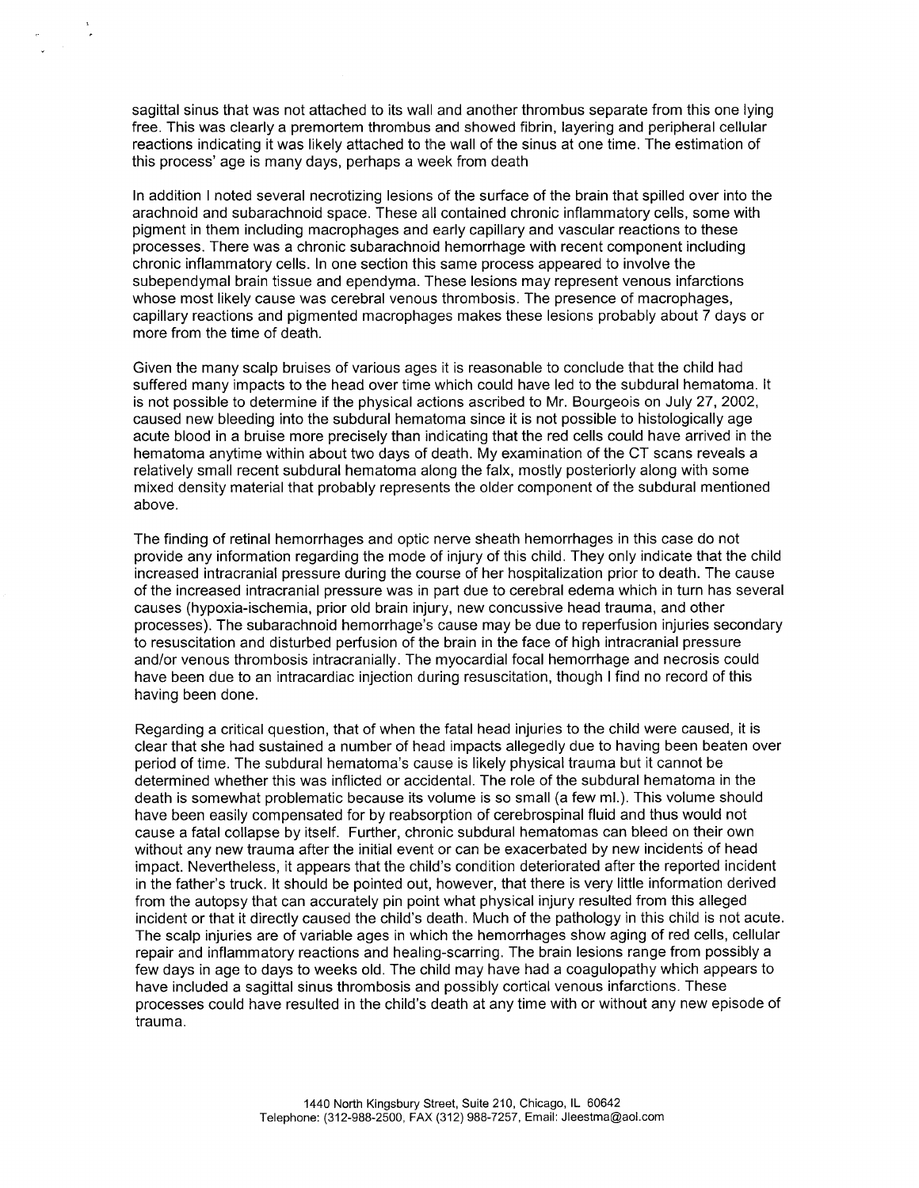sagittal sinus that was not attached to its wall and another thrombus separate from this one lying free. This was clearly a premortem thrombus and showed fibrin, layering and peripheral cellular reactions indicating it was likely attached to the wall of the sinus at one time. The estimation of this process' age is many days, perhaps a week from death

In addition I noted several necrotizing lesions of the surface of the brain that spilled over into the arachnoid and subarachnoid space. These all contained chronic inflammatory cells, some with pigment in them including macrophages and early capillary and vascular reactions to these processes. There was a chronic subarachnoid hemorrhage with recent component including chronic inflammatory cells. In one section this same process appeared to involve the subependymal brain tissue and ependyma. These lesions may represent venous infarctions whose most likely cause was cerebral venous thrombosis. The presence of macrophages, capillary reactions and pigmented macrophages makes these lesions probably about 7 days or more from the time of death.

Given the many scalp bruises of various ages it is reasonable to conclude that the child had suffered many impacts to the head over time which could have led to the subdural hematoma. It is not possible to determine if the physical actions ascribed to Mr. Bourgeois on July 27, 2002, caused new bleeding into the subdural hematoma since it is not possible to histologically age acute blood in a bruise more precisely than indicating that the red cells could have arrived in the hematoma anytime within about two days of death. My examination of the CT scans reveals a relatively small recent subdural hematoma along the falx, mostly posteriorly along with some mixed density material that probably represents the older component of the subdural mentioned above.

The finding of retinal hemorrhages and optic nerve sheath hemorrhages in this case do not provide any information regarding the mode of injury of this child. They only indicate that the child increased intracranial pressure during the course of her hospitalization prior to death. The cause of the increased intracranial pressure was in part due to cerebral edema which in turn has several causes (hypoxia-ischemia, prior old brain injury, new concussive head trauma, and other processes). The subarachnoid hemorrhage's cause may be due to reperfusion injuries secondary to resuscitation and disturbed perfusion of the brain in the face of high intracranial pressure and/or venous thrombosis intracranially. The myocardial focal hemorrhage and necrosis could have been due to an intracardiac injection during resuscitation, though I find no record of this having been done.

Regarding a critical question, that of when the fatal head injuries to the child were caused, it is clear that she had sustained a number of head impacts allegedly due to having been beaten over period of time. The subdural hematoma's cause is likely physical trauma but it cannot be determined whether this was inflicted or accidental. The role of the subdural hematoma in the death is somewhat problematic because its volume is so small (a few ml.). This volume should have been easily compensated for by reabsorption of cerebrospinal fluid and thus would not cause a fatal collapse by itself. Further, chronic subdural hematomas can bleed on their own without any new trauma after the initial event or can be exacerbated by new incidents of head impact. Nevertheless, it appears that the child's condition deteriorated after the reported incident in the father's truck. It should be pointed out, however, that there is very little information derived from the autopsy that can accurately pin point what physical injury resulted from this alleged incident or that it directly caused the child's death. Much of the pathology in this child is not acute. The scalp injuries are of variable ages in which the hemorrhages show aging of red cells, cellular repair and inflammatory reactions and healing-scarring. The brain lesions range from possibly a few days in age to days to weeks old. The child may have had a coagulopathy which appears to have included a sagittal sinus thrombosis and possibly cortical venous infarctions. These processes could have resulted in the child's death at any time with or without any new episode of trauma.

1440 North Kingsbury Street, Suite 210, Chicago, IL 60642
Telephone: (312-988-2500, FAX (312) 988-7257, Email: Jleestma@aol.com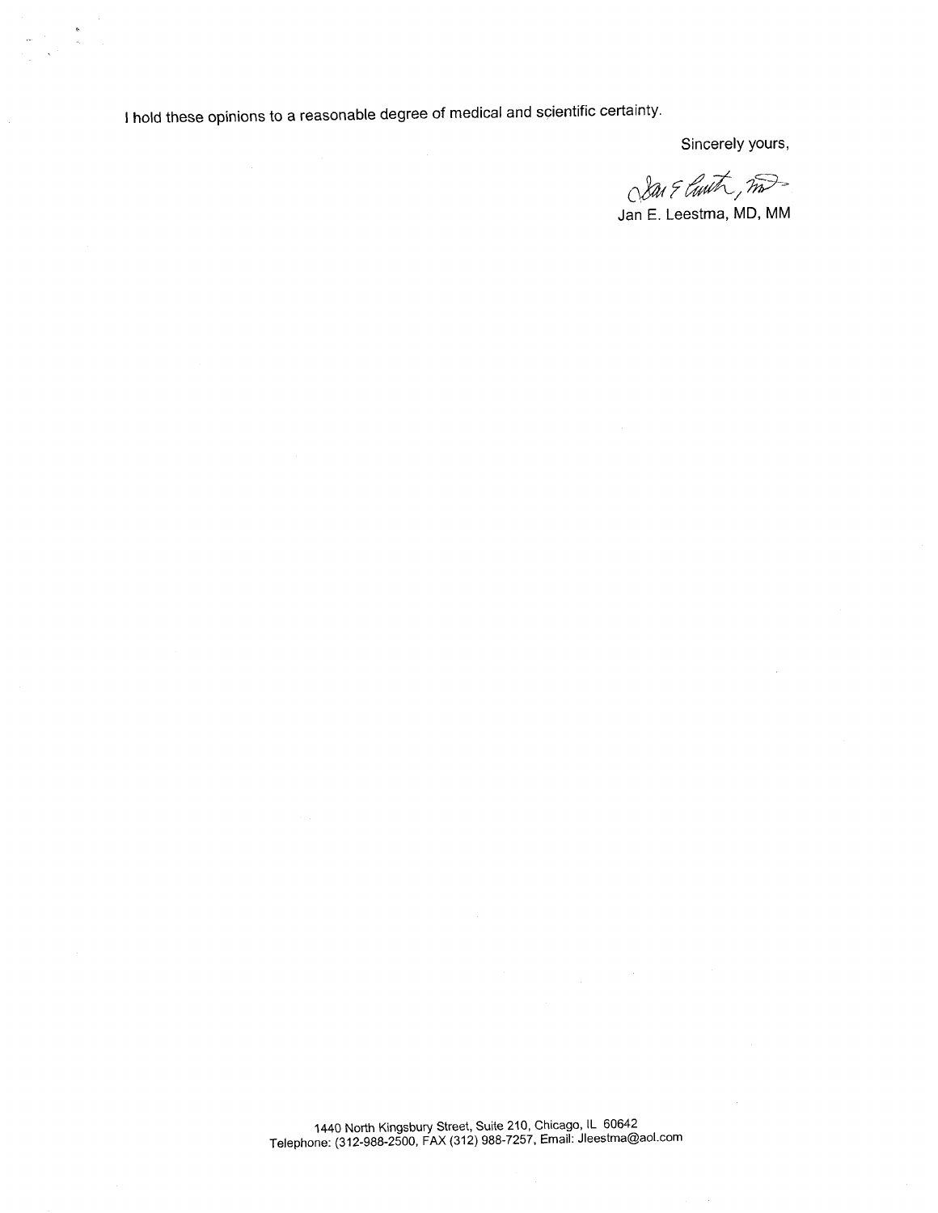I hold these opinions to a reasonable degree of medical and scientific certainty.

Sincerely yours,

Jan E. Leestma, MD, MM

1440 North Kingsbury Street, Suite 210, Chicago, IL 60642
Telephone: (312-988-2500, FAX (312) 988-7257, Email: Jleestma@aol.com